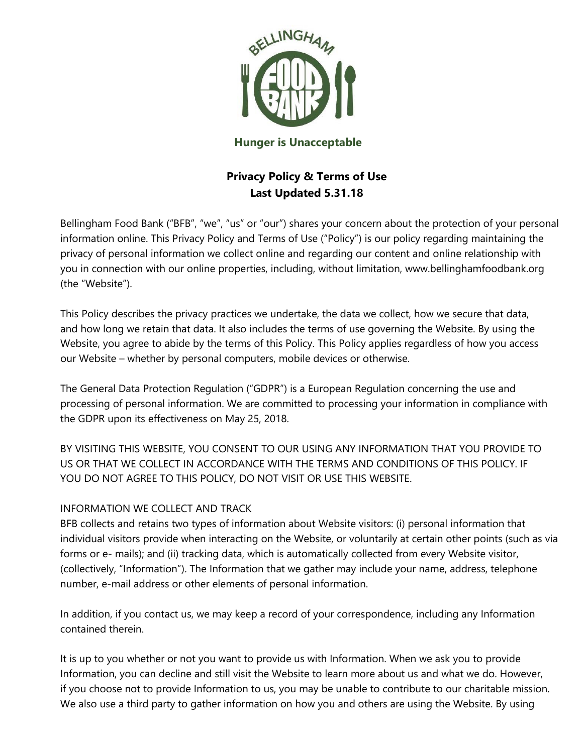Hunger is Unacceptable

# Privacy Policy & Terms of Use
## Last Updated 5.31.18

Bellingham Food Bank ("BFB", "we", "us" or "our") shares your concern about the protection of your personal information online. This Privacy Policy and Terms of Use ("Policy") is our policy regarding maintaining the privacy of personal information we collect online and regarding our content and online relationship with you in connection with our online properties, including, without limitation, www.bellinghamfoodbank.org (the "Website").

This Policy describes the privacy practices we undertake, the data we collect, how we secure that data, and how long we retain that data. It also includes the terms of use governing the Website. By using the Website, you agree to abide by the terms of this Policy. This Policy applies regardless of how you access our Website – whether by personal computers, mobile devices or otherwise.

The General Data Protection Regulation ("GDPR") is a European Regulation concerning the use and processing of personal information. We are committed to processing your information in compliance with the GDPR upon its effectiveness on May 25, 2018.

BY VISITING THIS WEBSITE, YOU CONSENT TO OUR USING ANY INFORMATION THAT YOU PROVIDE TO US OR THAT WE COLLECT IN ACCORDANCE WITH THE TERMS AND CONDITIONS OF THIS POLICY. IF YOU DO NOT AGREE TO THIS POLICY, DO NOT VISIT OR USE THIS WEBSITE.

INFORMATION WE COLLECT AND TRACK

BFB collects and retains two types of information about Website visitors: (i) personal information that individual visitors provide when interacting on the Website, or voluntarily at certain other points (such as via forms or e- mails); and (ii) tracking data, which is automatically collected from every Website visitor, (collectively, "Information"). The Information that we gather may include your name, address, telephone number, e-mail address or other elements of personal information.

In addition, if you contact us, we may keep a record of your correspondence, including any Information contained therein.

It is up to you whether or not you want to provide us with Information. When we ask you to provide Information, you can decline and still visit the Website to learn more about us and what we do. However, if you choose not to provide Information to us, you may be unable to contribute to our charitable mission. We also use a third party to gather information on how you and others are using the Website. By using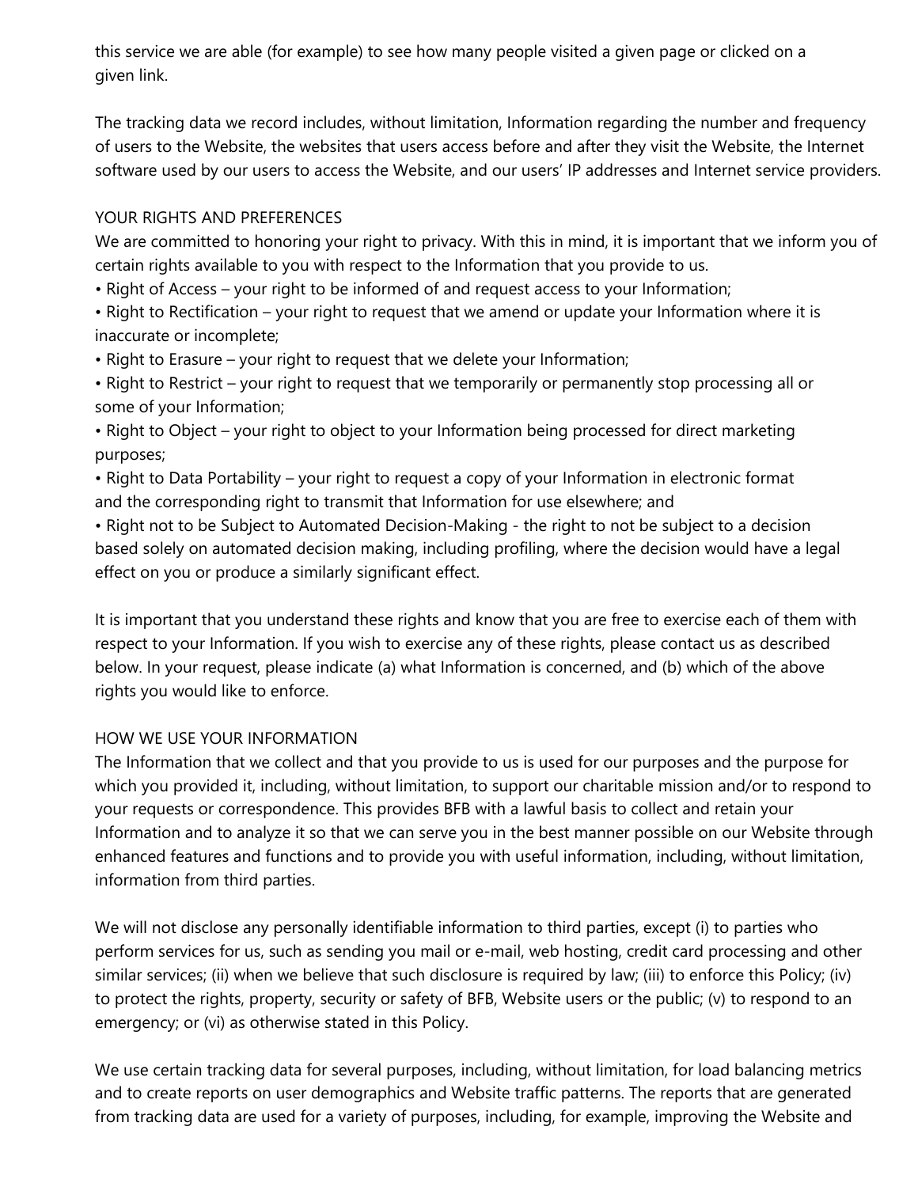this service we are able (for example) to see how many people visited a given page or clicked on a given link.

The tracking data we record includes, without limitation, Information regarding the number and frequency of users to the Website, the websites that users access before and after they visit the Website, the Internet software used by our users to access the Website, and our users' IP addresses and Internet service providers.

## YOUR RIGHTS AND PREFERENCES

We are committed to honoring your right to privacy. With this in mind, it is important that we inform you of certain rights available to you with respect to the Information that you provide to us.

- Right of Access – your right to be informed of and request access to your Information;
- Right to Rectification – your right to request that we amend or update your Information where it is inaccurate or incomplete;
- Right to Erasure – your right to request that we delete your Information;
- Right to Restrict – your right to request that we temporarily or permanently stop processing all or some of your Information;
- Right to Object – your right to object to your Information being processed for direct marketing purposes;
- Right to Data Portability – your right to request a copy of your Information in electronic format and the corresponding right to transmit that Information for use elsewhere; and
- Right not to be Subject to Automated Decision-Making - the right to not be subject to a decision based solely on automated decision making, including profiling, where the decision would have a legal effect on you or produce a similarly significant effect.

It is important that you understand these rights and know that you are free to exercise each of them with respect to your Information. If you wish to exercise any of these rights, please contact us as described below. In your request, please indicate (a) what Information is concerned, and (b) which of the above rights you would like to enforce.

## HOW WE USE YOUR INFORMATION

The Information that we collect and that you provide to us is used for our purposes and the purpose for which you provided it, including, without limitation, to support our charitable mission and/or to respond to your requests or correspondence. This provides BFB with a lawful basis to collect and retain your Information and to analyze it so that we can serve you in the best manner possible on our Website through enhanced features and functions and to provide you with useful information, including, without limitation, information from third parties.

We will not disclose any personally identifiable information to third parties, except (i) to parties who perform services for us, such as sending you mail or e-mail, web hosting, credit card processing and other similar services; (ii) when we believe that such disclosure is required by law; (iii) to enforce this Policy; (iv) to protect the rights, property, security or safety of BFB, Website users or the public; (v) to respond to an emergency; or (vi) as otherwise stated in this Policy.

We use certain tracking data for several purposes, including, without limitation, for load balancing metrics and to create reports on user demographics and Website traffic patterns. The reports that are generated from tracking data are used for a variety of purposes, including, for example, improving the Website and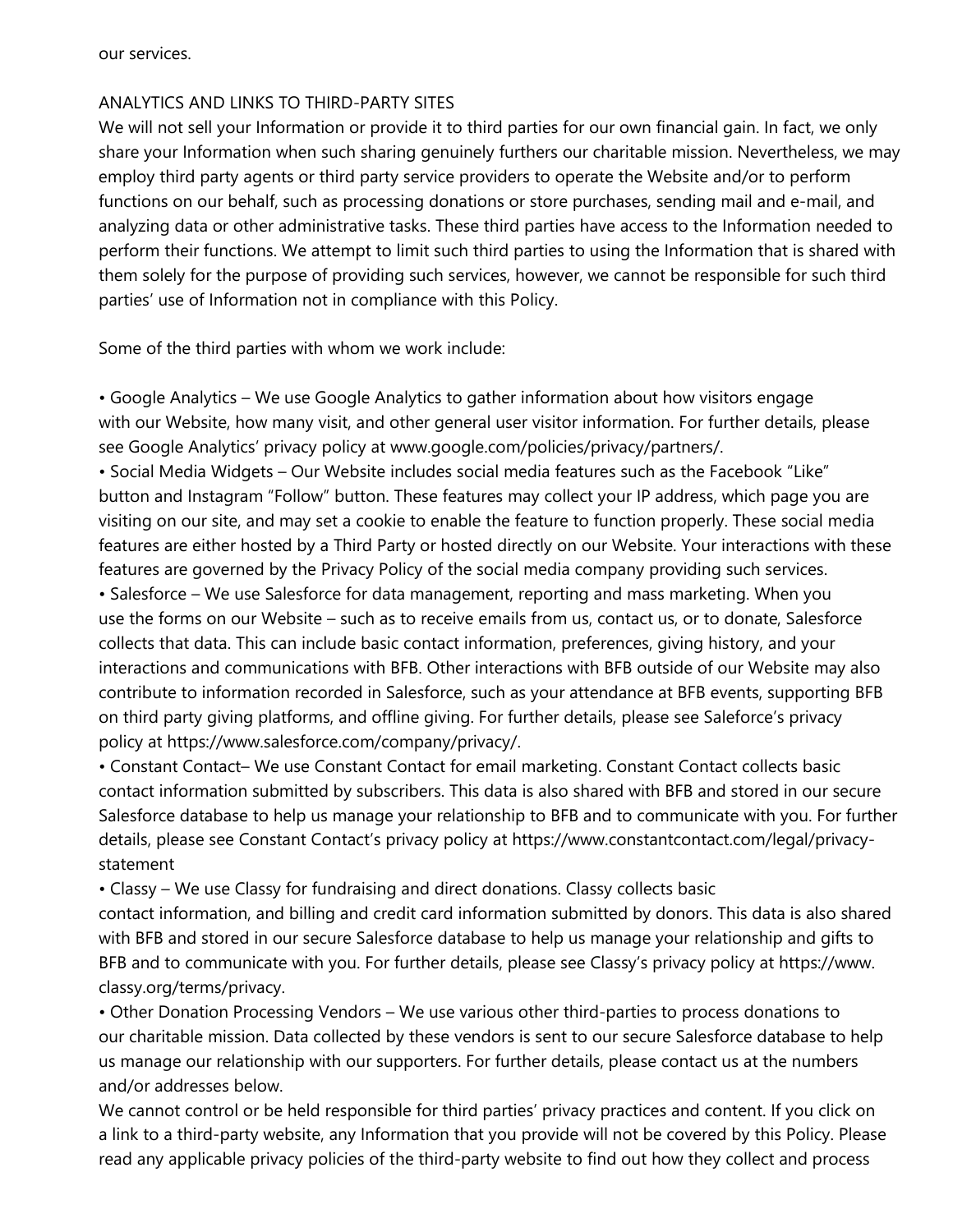our services.

## ANALYTICS AND LINKS TO THIRD-PARTY SITES

We will not sell your Information or provide it to third parties for our own financial gain. In fact, we only share your Information when such sharing genuinely furthers our charitable mission. Nevertheless, we may employ third party agents or third party service providers to operate the Website and/or to perform functions on our behalf, such as processing donations or store purchases, sending mail and e-mail, and analyzing data or other administrative tasks. These third parties have access to the Information needed to perform their functions. We attempt to limit such third parties to using the Information that is shared with them solely for the purpose of providing such services, however, we cannot be responsible for such third parties' use of Information not in compliance with this Policy.

Some of the third parties with whom we work include:

- Google Analytics – We use Google Analytics to gather information about how visitors engage with our Website, how many visit, and other general user visitor information. For further details, please see Google Analytics' privacy policy at www.google.com/policies/privacy/partners/.
- Social Media Widgets – Our Website includes social media features such as the Facebook "Like" button and Instagram "Follow" button. These features may collect your IP address, which page you are visiting on our site, and may set a cookie to enable the feature to function properly. These social media features are either hosted by a Third Party or hosted directly on our Website. Your interactions with these features are governed by the Privacy Policy of the social media company providing such services.
- Salesforce – We use Salesforce for data management, reporting and mass marketing. When you use the forms on our Website – such as to receive emails from us, contact us, or to donate, Salesforce collects that data. This can include basic contact information, preferences, giving history, and your interactions and communications with BFB. Other interactions with BFB outside of our Website may also contribute to information recorded in Salesforce, such as your attendance at BFB events, supporting BFB on third party giving platforms, and offline giving. For further details, please see Saleforce's privacy policy at https://www.salesforce.com/company/privacy/.
- Constant Contact– We use Constant Contact for email marketing. Constant Contact collects basic contact information submitted by subscribers. This data is also shared with BFB and stored in our secure Salesforce database to help us manage your relationship to BFB and to communicate with you. For further details, please see Constant Contact's privacy policy at https://www.constantcontact.com/legal/privacy-statement
- Classy – We use Classy for fundraising and direct donations. Classy collects basic contact information, and billing and credit card information submitted by donors. This data is also shared with BFB and stored in our secure Salesforce database to help us manage your relationship and gifts to BFB and to communicate with you. For further details, please see Classy's privacy policy at https://www.classy.org/terms/privacy.
- Other Donation Processing Vendors – We use various other third-parties to process donations to our charitable mission. Data collected by these vendors is sent to our secure Salesforce database to help us manage our relationship with our supporters. For further details, please contact us at the numbers and/or addresses below.

We cannot control or be held responsible for third parties' privacy practices and content. If you click on a link to a third-party website, any Information that you provide will not be covered by this Policy. Please read any applicable privacy policies of the third-party website to find out how they collect and process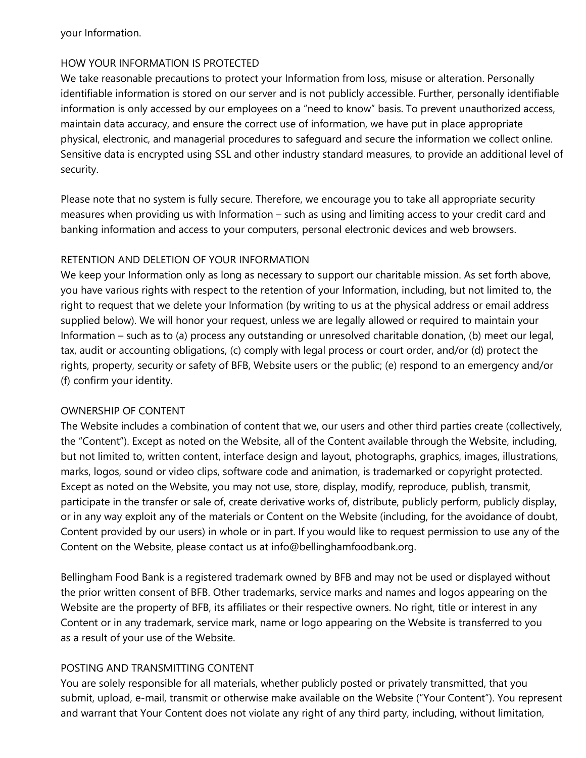your Information.

## HOW YOUR INFORMATION IS PROTECTED

We take reasonable precautions to protect your Information from loss, misuse or alteration. Personally identifiable information is stored on our server and is not publicly accessible. Further, personally identifiable information is only accessed by our employees on a "need to know" basis. To prevent unauthorized access, maintain data accuracy, and ensure the correct use of information, we have put in place appropriate physical, electronic, and managerial procedures to safeguard and secure the information we collect online. Sensitive data is encrypted using SSL and other industry standard measures, to provide an additional level of security.

Please note that no system is fully secure. Therefore, we encourage you to take all appropriate security measures when providing us with Information – such as using and limiting access to your credit card and banking information and access to your computers, personal electronic devices and web browsers.

## RETENTION AND DELETION OF YOUR INFORMATION

We keep your Information only as long as necessary to support our charitable mission. As set forth above, you have various rights with respect to the retention of your Information, including, but not limited to, the right to request that we delete your Information (by writing to us at the physical address or email address supplied below). We will honor your request, unless we are legally allowed or required to maintain your Information – such as to (a) process any outstanding or unresolved charitable donation, (b) meet our legal, tax, audit or accounting obligations, (c) comply with legal process or court order, and/or (d) protect the rights, property, security or safety of BFB, Website users or the public; (e) respond to an emergency and/or (f) confirm your identity.

## OWNERSHIP OF CONTENT

The Website includes a combination of content that we, our users and other third parties create (collectively, the "Content"). Except as noted on the Website, all of the Content available through the Website, including, but not limited to, written content, interface design and layout, photographs, graphics, images, illustrations, marks, logos, sound or video clips, software code and animation, is trademarked or copyright protected. Except as noted on the Website, you may not use, store, display, modify, reproduce, publish, transmit, participate in the transfer or sale of, create derivative works of, distribute, publicly perform, publicly display, or in any way exploit any of the materials or Content on the Website (including, for the avoidance of doubt, Content provided by our users) in whole or in part. If you would like to request permission to use any of the Content on the Website, please contact us at info@bellinghamfoodbank.org.

Bellingham Food Bank is a registered trademark owned by BFB and may not be used or displayed without the prior written consent of BFB. Other trademarks, service marks and names and logos appearing on the Website are the property of BFB, its affiliates or their respective owners. No right, title or interest in any Content or in any trademark, service mark, name or logo appearing on the Website is transferred to you as a result of your use of the Website.

## POSTING AND TRANSMITTING CONTENT

You are solely responsible for all materials, whether publicly posted or privately transmitted, that you submit, upload, e-mail, transmit or otherwise make available on the Website ("Your Content"). You represent and warrant that Your Content does not violate any right of any third party, including, without limitation,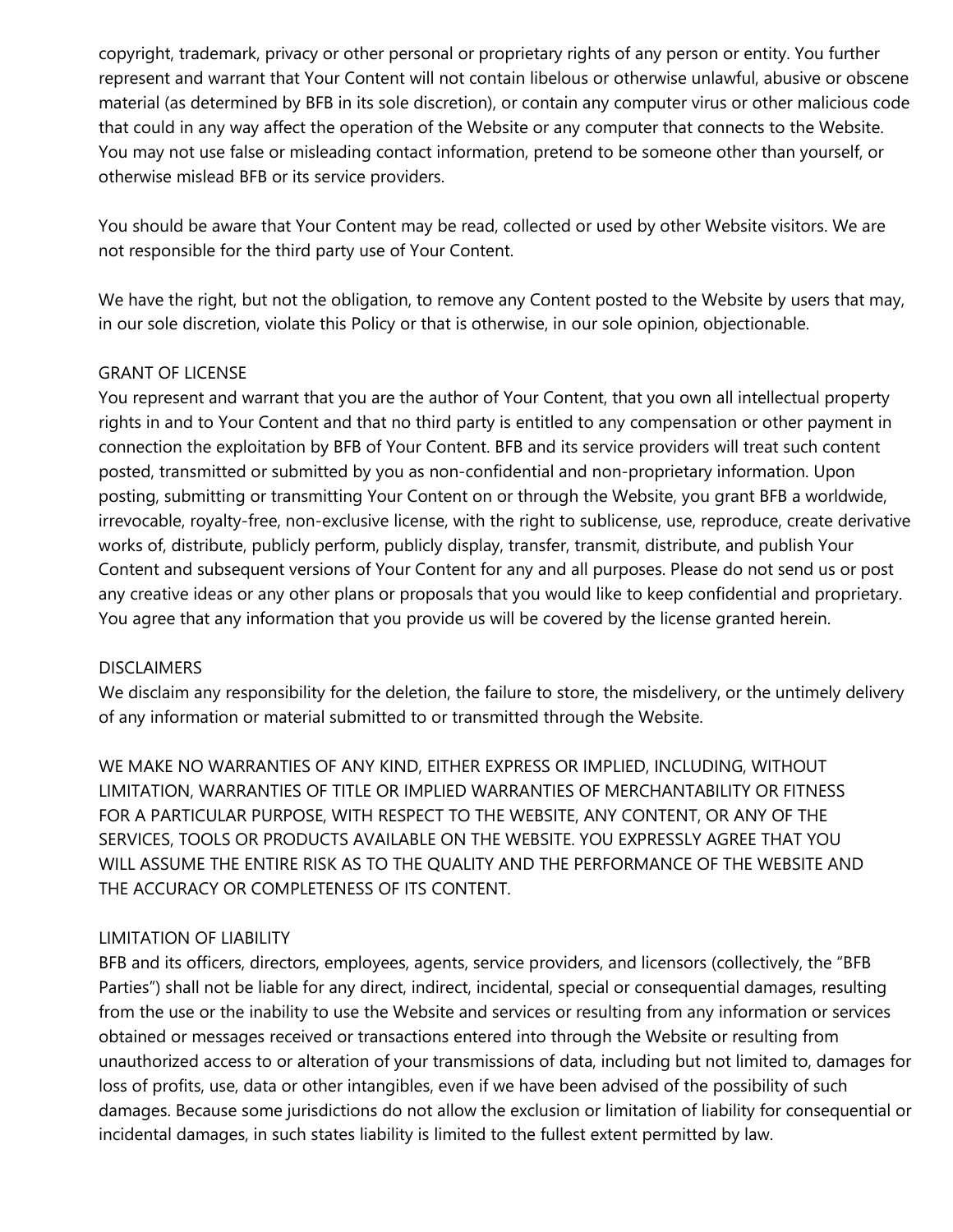copyright, trademark, privacy or other personal or proprietary rights of any person or entity. You further represent and warrant that Your Content will not contain libelous or otherwise unlawful, abusive or obscene material (as determined by BFB in its sole discretion), or contain any computer virus or other malicious code that could in any way affect the operation of the Website or any computer that connects to the Website. You may not use false or misleading contact information, pretend to be someone other than yourself, or otherwise mislead BFB or its service providers.

You should be aware that Your Content may be read, collected or used by other Website visitors. We are not responsible for the third party use of Your Content.

We have the right, but not the obligation, to remove any Content posted to the Website by users that may, in our sole discretion, violate this Policy or that is otherwise, in our sole opinion, objectionable.

## GRANT OF LICENSE

You represent and warrant that you are the author of Your Content, that you own all intellectual property rights in and to Your Content and that no third party is entitled to any compensation or other payment in connection the exploitation by BFB of Your Content. BFB and its service providers will treat such content posted, transmitted or submitted by you as non-confidential and non-proprietary information. Upon posting, submitting or transmitting Your Content on or through the Website, you grant BFB a worldwide, irrevocable, royalty-free, non-exclusive license, with the right to sublicense, use, reproduce, create derivative works of, distribute, publicly perform, publicly display, transfer, transmit, distribute, and publish Your Content and subsequent versions of Your Content for any and all purposes. Please do not send us or post any creative ideas or any other plans or proposals that you would like to keep confidential and proprietary. You agree that any information that you provide us will be covered by the license granted herein.

## DISCLAIMERS

We disclaim any responsibility for the deletion, the failure to store, the misdelivery, or the untimely delivery of any information or material submitted to or transmitted through the Website.

WE MAKE NO WARRANTIES OF ANY KIND, EITHER EXPRESS OR IMPLIED, INCLUDING, WITHOUT LIMITATION, WARRANTIES OF TITLE OR IMPLIED WARRANTIES OF MERCHANTABILITY OR FITNESS FOR A PARTICULAR PURPOSE, WITH RESPECT TO THE WEBSITE, ANY CONTENT, OR ANY OF THE SERVICES, TOOLS OR PRODUCTS AVAILABLE ON THE WEBSITE. YOU EXPRESSLY AGREE THAT YOU WILL ASSUME THE ENTIRE RISK AS TO THE QUALITY AND THE PERFORMANCE OF THE WEBSITE AND THE ACCURACY OR COMPLETENESS OF ITS CONTENT.

## LIMITATION OF LIABILITY

BFB and its officers, directors, employees, agents, service providers, and licensors (collectively, the "BFB Parties") shall not be liable for any direct, indirect, incidental, special or consequential damages, resulting from the use or the inability to use the Website and services or resulting from any information or services obtained or messages received or transactions entered into through the Website or resulting from unauthorized access to or alteration of your transmissions of data, including but not limited to, damages for loss of profits, use, data or other intangibles, even if we have been advised of the possibility of such damages. Because some jurisdictions do not allow the exclusion or limitation of liability for consequential or incidental damages, in such states liability is limited to the fullest extent permitted by law.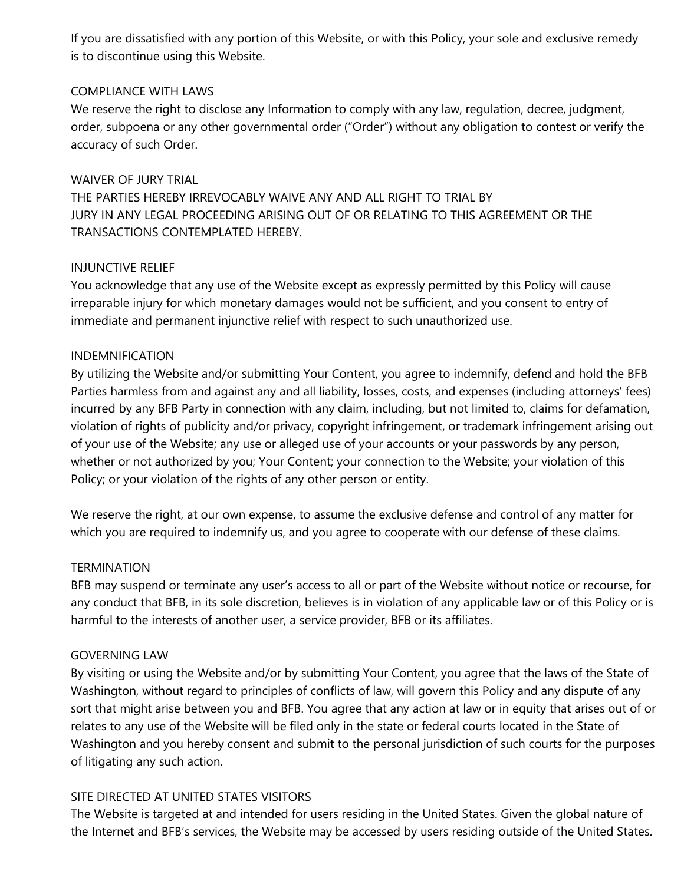If you are dissatisfied with any portion of this Website, or with this Policy, your sole and exclusive remedy is to discontinue using this Website.

## COMPLIANCE WITH LAWS

We reserve the right to disclose any Information to comply with any law, regulation, decree, judgment, order, subpoena or any other governmental order ("Order") without any obligation to contest or verify the accuracy of such Order.

## WAIVER OF JURY TRIAL

THE PARTIES HEREBY IRREVOCABLY WAIVE ANY AND ALL RIGHT TO TRIAL BY JURY IN ANY LEGAL PROCEEDING ARISING OUT OF OR RELATING TO THIS AGREEMENT OR THE TRANSACTIONS CONTEMPLATED HEREBY.

## INJUNCTIVE RELIEF

You acknowledge that any use of the Website except as expressly permitted by this Policy will cause irreparable injury for which monetary damages would not be sufficient, and you consent to entry of immediate and permanent injunctive relief with respect to such unauthorized use.

## INDEMNIFICATION

By utilizing the Website and/or submitting Your Content, you agree to indemnify, defend and hold the BFB Parties harmless from and against any and all liability, losses, costs, and expenses (including attorneys' fees) incurred by any BFB Party in connection with any claim, including, but not limited to, claims for defamation, violation of rights of publicity and/or privacy, copyright infringement, or trademark infringement arising out of your use of the Website; any use or alleged use of your accounts or your passwords by any person, whether or not authorized by you; Your Content; your connection to the Website; your violation of this Policy; or your violation of the rights of any other person or entity.

We reserve the right, at our own expense, to assume the exclusive defense and control of any matter for which you are required to indemnify us, and you agree to cooperate with our defense of these claims.

## TERMINATION

BFB may suspend or terminate any user's access to all or part of the Website without notice or recourse, for any conduct that BFB, in its sole discretion, believes is in violation of any applicable law or of this Policy or is harmful to the interests of another user, a service provider, BFB or its affiliates.

## GOVERNING LAW

By visiting or using the Website and/or by submitting Your Content, you agree that the laws of the State of Washington, without regard to principles of conflicts of law, will govern this Policy and any dispute of any sort that might arise between you and BFB. You agree that any action at law or in equity that arises out of or relates to any use of the Website will be filed only in the state or federal courts located in the State of Washington and you hereby consent and submit to the personal jurisdiction of such courts for the purposes of litigating any such action.

## SITE DIRECTED AT UNITED STATES VISITORS

The Website is targeted at and intended for users residing in the United States. Given the global nature of the Internet and BFB's services, the Website may be accessed by users residing outside of the United States.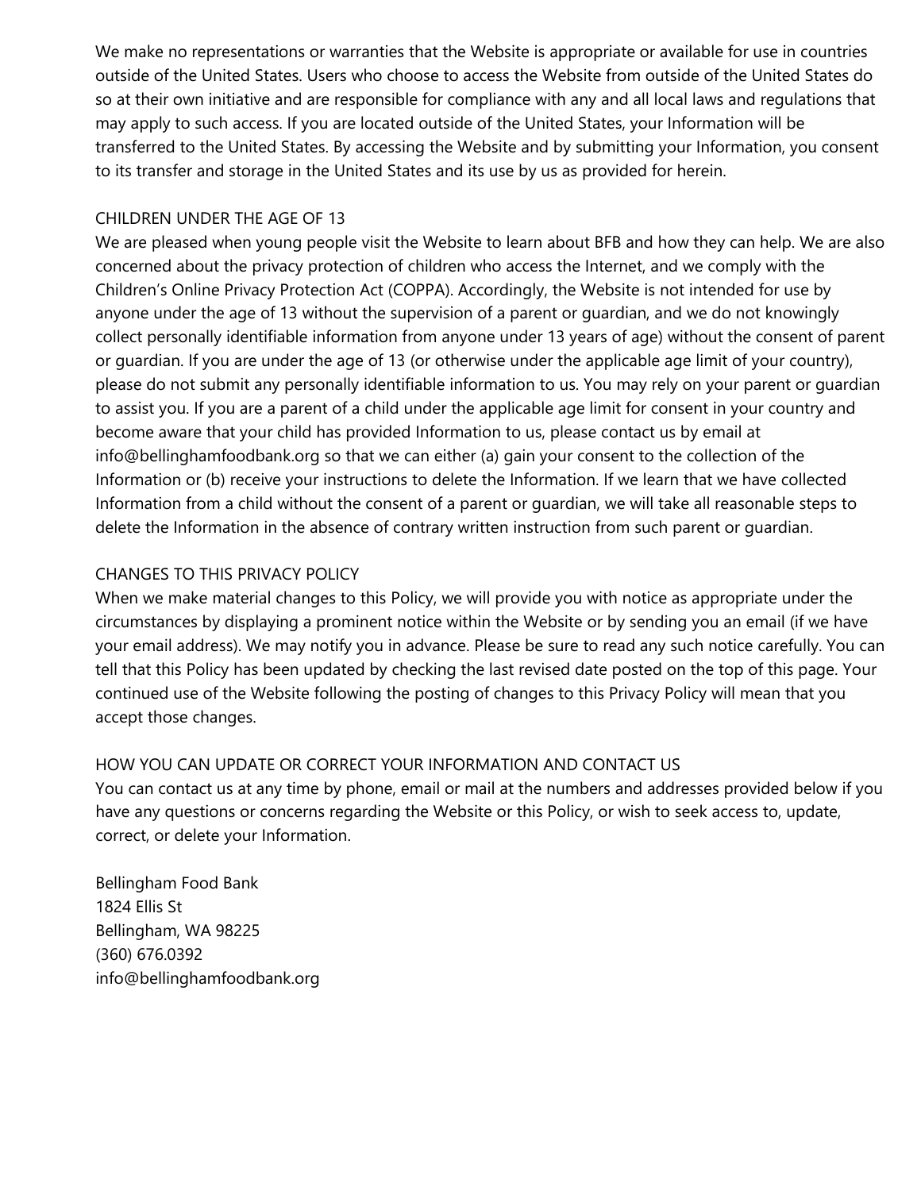We make no representations or warranties that the Website is appropriate or available for use in countries outside of the United States. Users who choose to access the Website from outside of the United States do so at their own initiative and are responsible for compliance with any and all local laws and regulations that may apply to such access. If you are located outside of the United States, your Information will be transferred to the United States. By accessing the Website and by submitting your Information, you consent to its transfer and storage in the United States and its use by us as provided for herein.

## CHILDREN UNDER THE AGE OF 13

We are pleased when young people visit the Website to learn about BFB and how they can help. We are also concerned about the privacy protection of children who access the Internet, and we comply with the Children's Online Privacy Protection Act (COPPA). Accordingly, the Website is not intended for use by anyone under the age of 13 without the supervision of a parent or guardian, and we do not knowingly collect personally identifiable information from anyone under 13 years of age) without the consent of parent or guardian. If you are under the age of 13 (or otherwise under the applicable age limit of your country), please do not submit any personally identifiable information to us. You may rely on your parent or guardian to assist you. If you are a parent of a child under the applicable age limit for consent in your country and become aware that your child has provided Information to us, please contact us by email at info@bellinghamfoodbank.org so that we can either (a) gain your consent to the collection of the Information or (b) receive your instructions to delete the Information. If we learn that we have collected Information from a child without the consent of a parent or guardian, we will take all reasonable steps to delete the Information in the absence of contrary written instruction from such parent or guardian.

## CHANGES TO THIS PRIVACY POLICY

When we make material changes to this Policy, we will provide you with notice as appropriate under the circumstances by displaying a prominent notice within the Website or by sending you an email (if we have your email address). We may notify you in advance. Please be sure to read any such notice carefully. You can tell that this Policy has been updated by checking the last revised date posted on the top of this page. Your continued use of the Website following the posting of changes to this Privacy Policy will mean that you accept those changes.

## HOW YOU CAN UPDATE OR CORRECT YOUR INFORMATION AND CONTACT US

You can contact us at any time by phone, email or mail at the numbers and addresses provided below if you have any questions or concerns regarding the Website or this Policy, or wish to seek access to, update, correct, or delete your Information.

Bellingham Food Bank
1824 Ellis St
Bellingham, WA 98225
(360) 676.0392
info@bellinghamfoodbank.org